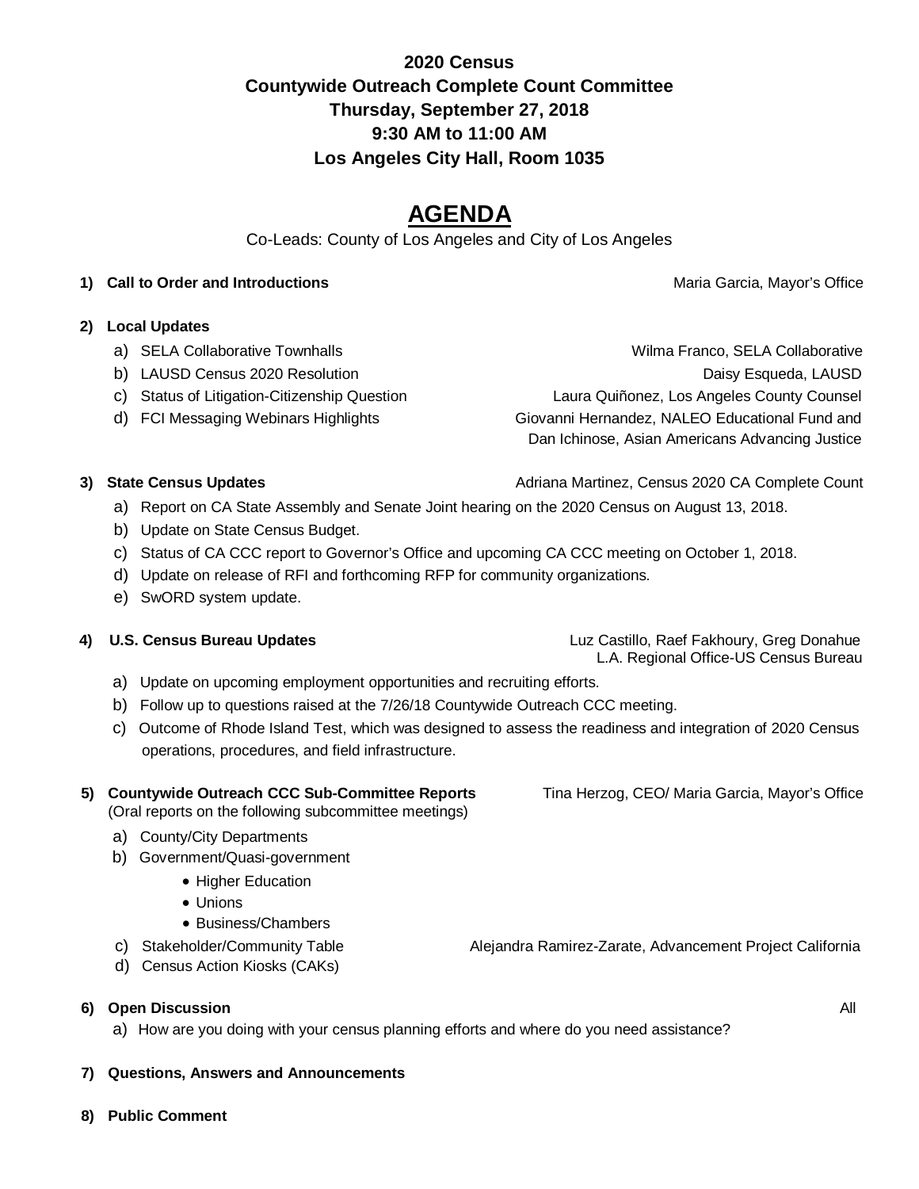**2020 Census**
**Countywide Outreach Complete Count Committee**
**Thursday, September 27, 2018**
**9:30 AM to 11:00 AM**
**Los Angeles City Hall, Room 1035**

# AGENDA

Co-Leads: County of Los Angeles and City of Los Angeles

1) **Call to Order and Introductions** — Maria Garcia, Mayor's Office

2) **Local Updates**
   a) SELA Collaborative Townhalls — Wilma Franco, SELA Collaborative
   b) LAUSD Census 2020 Resolution — Daisy Esqueda, LAUSD
   c) Status of Litigation-Citizenship Question — Laura Quiñonez, Los Angeles County Counsel
   d) FCI Messaging Webinars Highlights — Giovanni Hernandez, NALEO Educational Fund and Dan Ichinose, Asian Americans Advancing Justice

3) **State Census Updates** — Adriana Martinez, Census 2020 CA Complete Count
   a) Report on CA State Assembly and Senate Joint hearing on the 2020 Census on August 13, 2018.
   b) Update on State Census Budget.
   c) Status of CA CCC report to Governor's Office and upcoming CA CCC meeting on October 1, 2018.
   d) Update on release of RFI and forthcoming RFP for community organizations.
   e) SwORD system update.

4) **U.S. Census Bureau Updates** — Luz Castillo, Raef Fakhoury, Greg Donahue, L.A. Regional Office-US Census Bureau
   a) Update on upcoming employment opportunities and recruiting efforts.
   b) Follow up to questions raised at the 7/26/18 Countywide Outreach CCC meeting.
   c) Outcome of Rhode Island Test, which was designed to assess the readiness and integration of 2020 Census operations, procedures, and field infrastructure.

5) **Countywide Outreach CCC Sub-Committee Reports** — Tina Herzog, CEO/ Maria Garcia, Mayor's Office
   (Oral reports on the following subcommittee meetings)
   a) County/City Departments
   b) Government/Quasi-government
      - Higher Education
      - Unions
      - Business/Chambers
   c) Stakeholder/Community Table — Alejandra Ramirez-Zarate, Advancement Project California
   d) Census Action Kiosks (CAKs)

6) **Open Discussion** — All
   a) How are you doing with your census planning efforts and where do you need assistance?

7) **Questions, Answers and Announcements**

8) **Public Comment**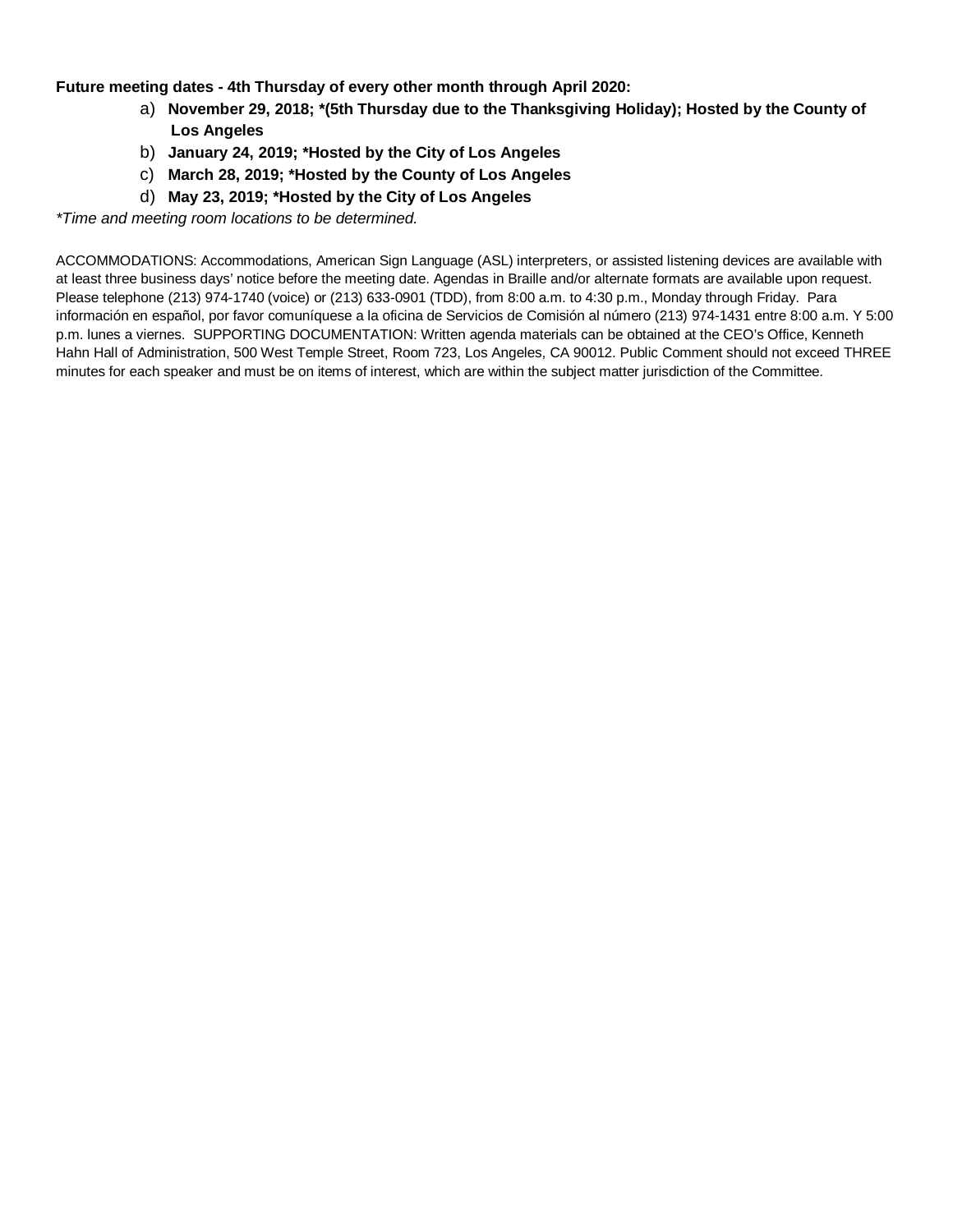**Future meeting dates - 4th Thursday of every other month through April 2020:**

a) **November 29, 2018; *(5th Thursday due to the Thanksgiving Holiday); Hosted by the County of Los Angeles**
b) **January 24, 2019; *Hosted by the City of Los Angeles**
c) **March 28, 2019; *Hosted by the County of Los Angeles**
d) **May 23, 2019; *Hosted by the City of Los Angeles**

*\*Time and meeting room locations to be determined.*

ACCOMMODATIONS: Accommodations, American Sign Language (ASL) interpreters, or assisted listening devices are available with at least three business days' notice before the meeting date. Agendas in Braille and/or alternate formats are available upon request. Please telephone (213) 974-1740 (voice) or (213) 633-0901 (TDD), from 8:00 a.m. to 4:30 p.m., Monday through Friday. Para información en español, por favor comuníquese a la oficina de Servicios de Comisión al número (213) 974-1431 entre 8:00 a.m. Y 5:00 p.m. lunes a viernes. SUPPORTING DOCUMENTATION: Written agenda materials can be obtained at the CEO's Office, Kenneth Hahn Hall of Administration, 500 West Temple Street, Room 723, Los Angeles, CA 90012. Public Comment should not exceed THREE minutes for each speaker and must be on items of interest, which are within the subject matter jurisdiction of the Committee.